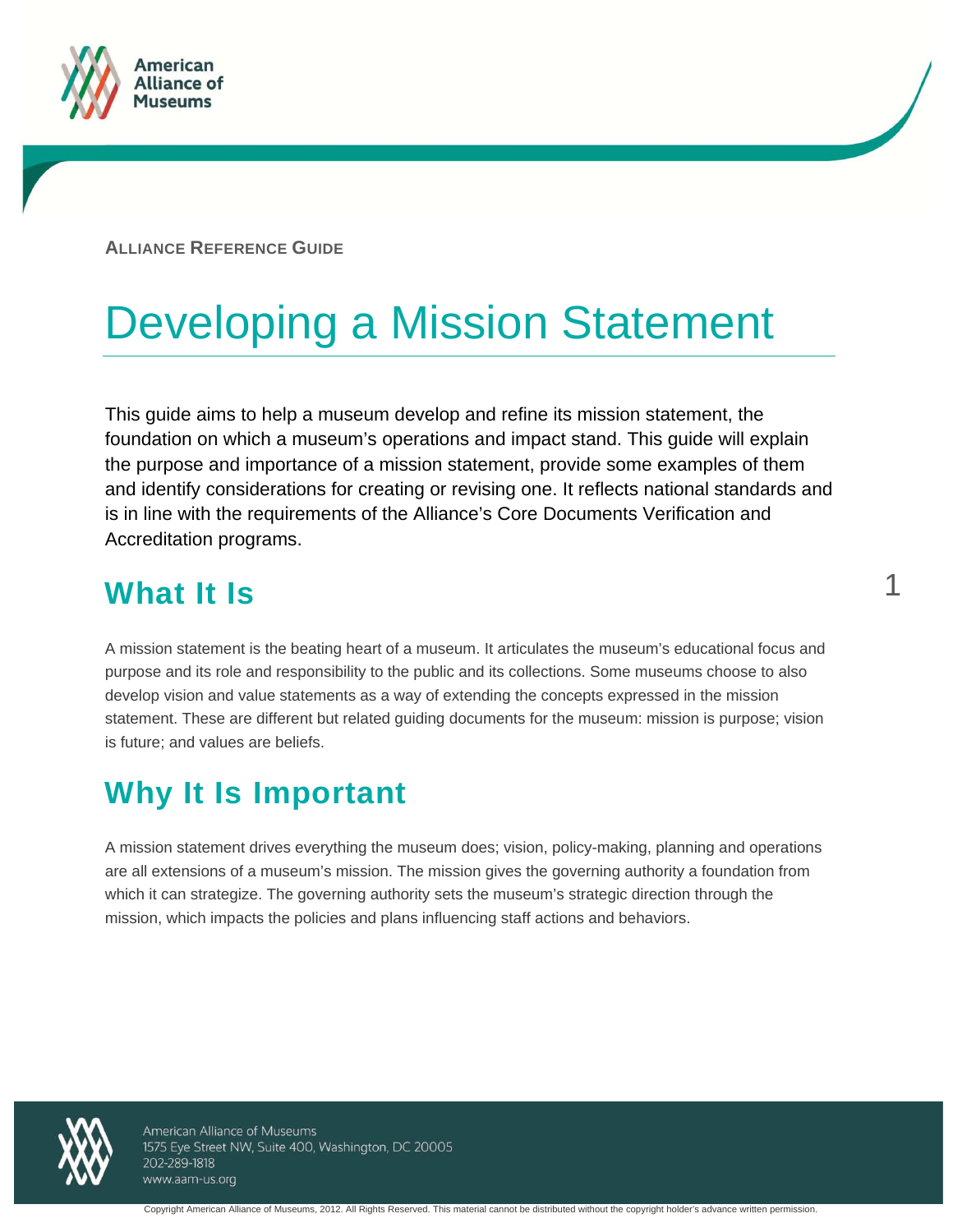ALLIANCE REFERENCE GUIDE

# Developing a Mission Statement

This guide aims to help a museum develop and refine its mission statement, the foundation on which a museum's operations and impact stand. This guide will explain the purpose and importance of a mission statement, provide some examples of them and identify considerations for creating or revising one. It reflects national standards and is in line with the requirements of the Alliance's Core Documents Verification and Accreditation programs.

## What It Is

A mission statement is the beating heart of a museum. It articulates the museum's educational focus and purpose and its role and responsibility to the public and its collections. Some museums choose to also develop vision and value statements as a way of extending the concepts expressed in the mission statement. These are different but related guiding documents for the museum: mission is purpose; vision is future; and values are beliefs.

## Why It Is Important

A mission statement drives everything the museum does; vision, policy-making, planning and operations are all extensions of a museum's mission. The mission gives the governing authority a foundation from which it can strategize. The governing authority sets the museum's strategic direction through the mission, which impacts the policies and plans influencing staff actions and behaviors.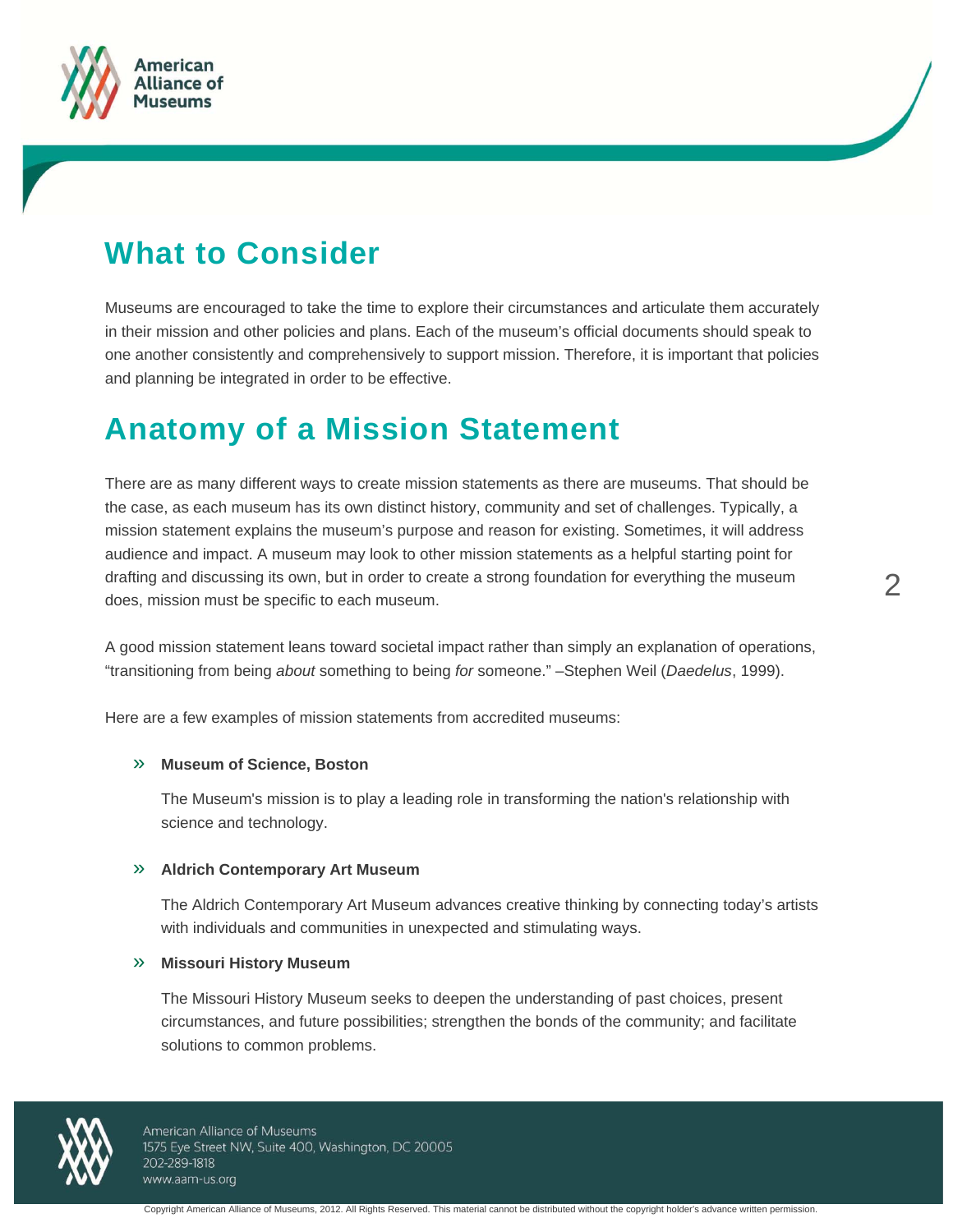## What to Consider

Museums are encouraged to take the time to explore their circumstances and articulate them accurately in their mission and other policies and plans. Each of the museum's official documents should speak to one another consistently and comprehensively to support mission. Therefore, it is important that policies and planning be integrated in order to be effective.

## Anatomy of a Mission Statement

There are as many different ways to create mission statements as there are museums. That should be the case, as each museum has its own distinct history, community and set of challenges. Typically, a mission statement explains the museum's purpose and reason for existing. Sometimes, it will address audience and impact. A museum may look to other mission statements as a helpful starting point for drafting and discussing its own, but in order to create a strong foundation for everything the museum does, mission must be specific to each museum.

A good mission statement leans toward societal impact rather than simply an explanation of operations, "transitioning from being *about* something to being *for* someone." –Stephen Weil (*Daedelus*, 1999).

Here are a few examples of mission statements from accredited museums:

» **Museum of Science, Boston**

The Museum's mission is to play a leading role in transforming the nation's relationship with science and technology.

» **Aldrich Contemporary Art Museum**

The Aldrich Contemporary Art Museum advances creative thinking by connecting today's artists with individuals and communities in unexpected and stimulating ways.

» **Missouri History Museum**

The Missouri History Museum seeks to deepen the understanding of past choices, present circumstances, and future possibilities; strengthen the bonds of the community; and facilitate solutions to common problems.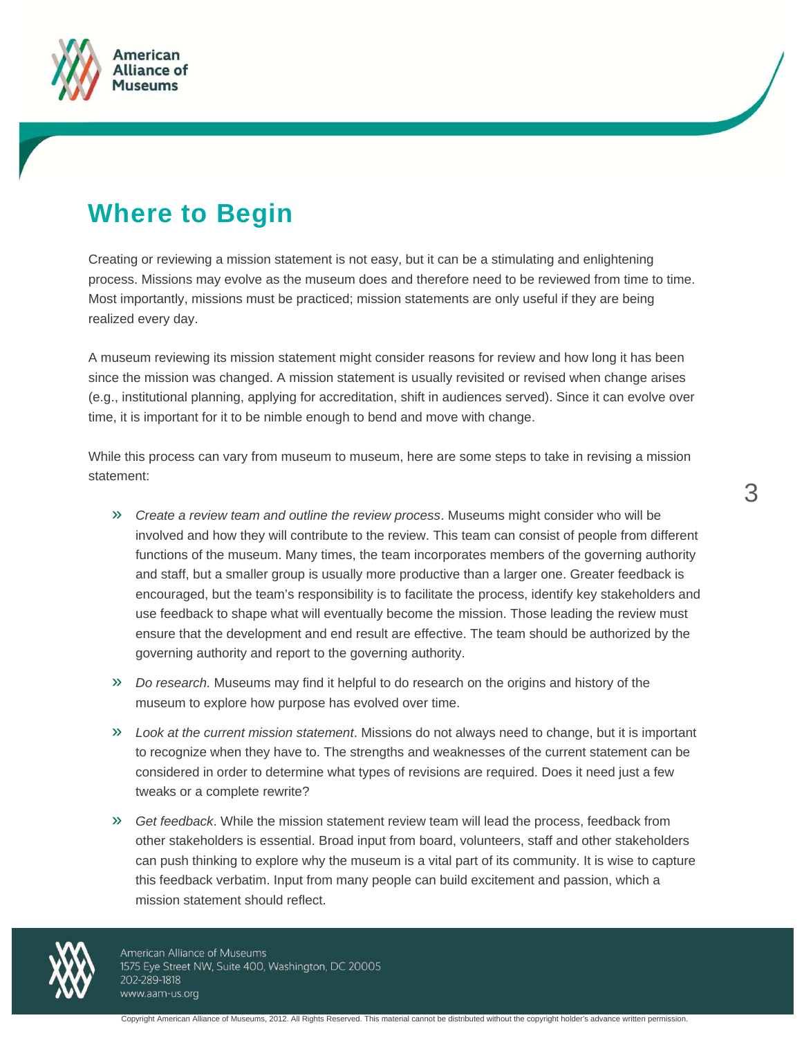# Where to Begin

Creating or reviewing a mission statement is not easy, but it can be a stimulating and enlightening process. Missions may evolve as the museum does and therefore need to be reviewed from time to time. Most importantly, missions must be practiced; mission statements are only useful if they are being realized every day.

A museum reviewing its mission statement might consider reasons for review and how long it has been since the mission was changed. A mission statement is usually revisited or revised when change arises (e.g., institutional planning, applying for accreditation, shift in audiences served). Since it can evolve over time, it is important for it to be nimble enough to bend and move with change.

While this process can vary from museum to museum, here are some steps to take in revising a mission statement:

- *Create a review team and outline the review process*. Museums might consider who will be involved and how they will contribute to the review. This team can consist of people from different functions of the museum. Many times, the team incorporates members of the governing authority and staff, but a smaller group is usually more productive than a larger one. Greater feedback is encouraged, but the team's responsibility is to facilitate the process, identify key stakeholders and use feedback to shape what will eventually become the mission. Those leading the review must ensure that the development and end result are effective. The team should be authorized by the governing authority and report to the governing authority.
- *Do research.* Museums may find it helpful to do research on the origins and history of the museum to explore how purpose has evolved over time.
- *Look at the current mission statement*. Missions do not always need to change, but it is important to recognize when they have to. The strengths and weaknesses of the current statement can be considered in order to determine what types of revisions are required. Does it need just a few tweaks or a complete rewrite?
- *Get feedback*. While the mission statement review team will lead the process, feedback from other stakeholders is essential. Broad input from board, volunteers, staff and other stakeholders can push thinking to explore why the museum is a vital part of its community. It is wise to capture this feedback verbatim. Input from many people can build excitement and passion, which a mission statement should reflect.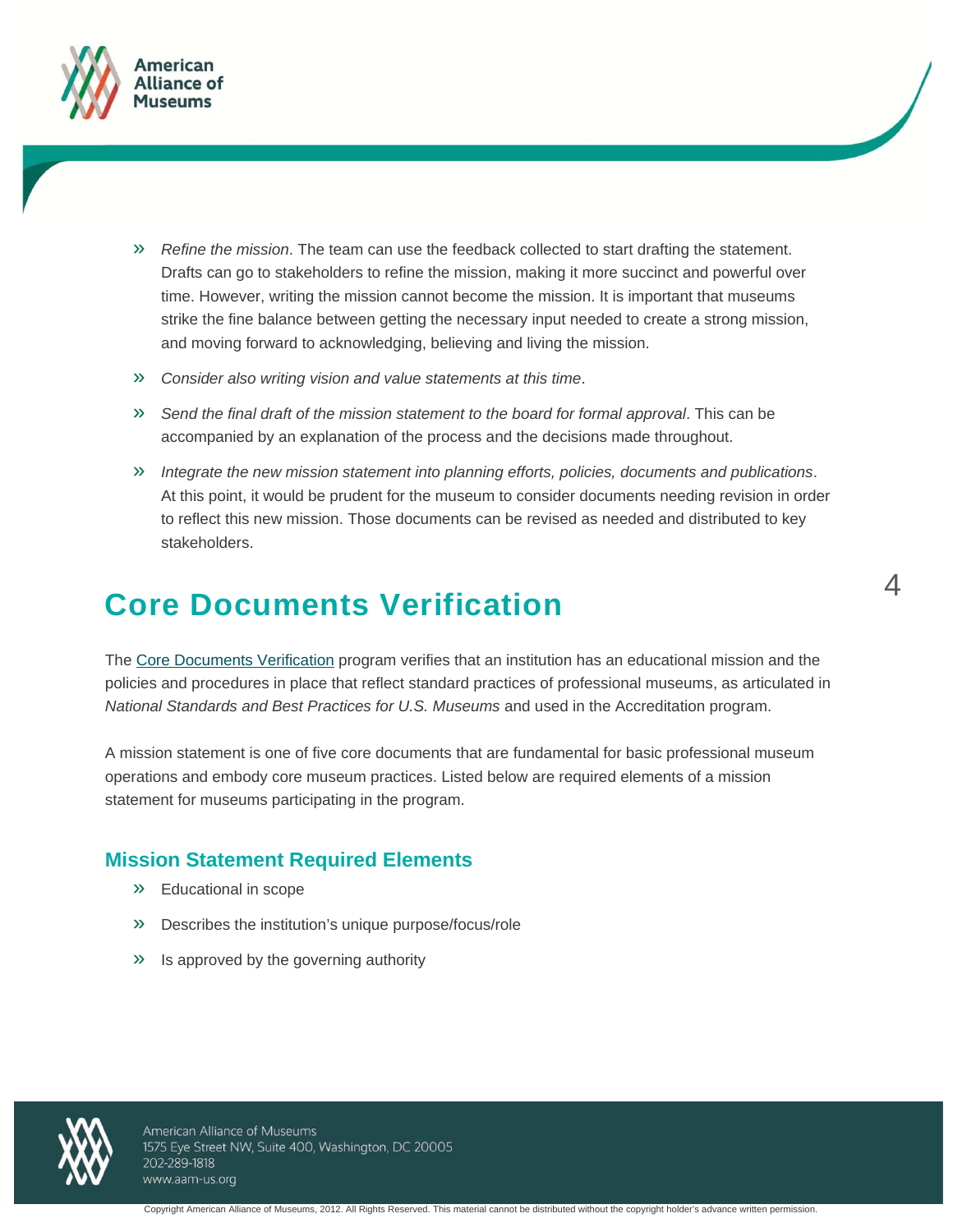- *Refine the mission*. The team can use the feedback collected to start drafting the statement. Drafts can go to stakeholders to refine the mission, making it more succinct and powerful over time. However, writing the mission cannot become the mission. It is important that museums strike the fine balance between getting the necessary input needed to create a strong mission, and moving forward to acknowledging, believing and living the mission.
- *Consider also writing vision and value statements at this time*.
- *Send the final draft of the mission statement to the board for formal approval*. This can be accompanied by an explanation of the process and the decisions made throughout.
- *Integrate the new mission statement into planning efforts, policies, documents and publications*. At this point, it would be prudent for the museum to consider documents needing revision in order to reflect this new mission. Those documents can be revised as needed and distributed to key stakeholders.

# Core Documents Verification

The Core Documents Verification program verifies that an institution has an educational mission and the policies and procedures in place that reflect standard practices of professional museums, as articulated in *National Standards and Best Practices for U.S. Museums* and used in the Accreditation program.

A mission statement is one of five core documents that are fundamental for basic professional museum operations and embody core museum practices. Listed below are required elements of a mission statement for museums participating in the program.

## Mission Statement Required Elements

- Educational in scope
- Describes the institution's unique purpose/focus/role
- Is approved by the governing authority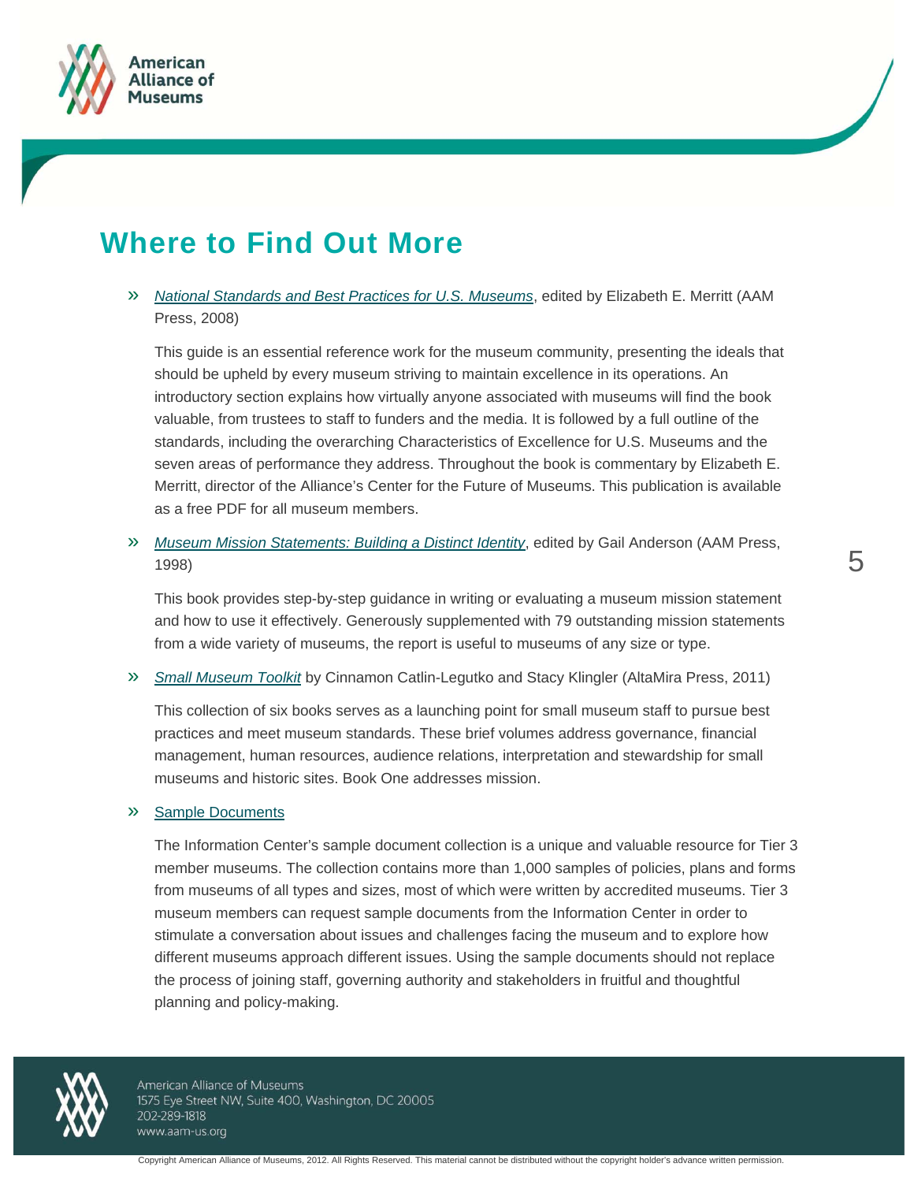# Where to Find Out More

» *National Standards and Best Practices for U.S. Museums*, edited by Elizabeth E. Merritt (AAM Press, 2008)

This guide is an essential reference work for the museum community, presenting the ideals that should be upheld by every museum striving to maintain excellence in its operations. An introductory section explains how virtually anyone associated with museums will find the book valuable, from trustees to staff to funders and the media. It is followed by a full outline of the standards, including the overarching Characteristics of Excellence for U.S. Museums and the seven areas of performance they address. Throughout the book is commentary by Elizabeth E. Merritt, director of the Alliance's Center for the Future of Museums. This publication is available as a free PDF for all museum members.

» *Museum Mission Statements: Building a Distinct Identity*, edited by Gail Anderson (AAM Press, 1998)

This book provides step-by-step guidance in writing or evaluating a museum mission statement and how to use it effectively. Generously supplemented with 79 outstanding mission statements from a wide variety of museums, the report is useful to museums of any size or type.

» *Small Museum Toolkit* by Cinnamon Catlin-Legutko and Stacy Klingler (AltaMira Press, 2011)

This collection of six books serves as a launching point for small museum staff to pursue best practices and meet museum standards. These brief volumes address governance, financial management, human resources, audience relations, interpretation and stewardship for small museums and historic sites. Book One addresses mission.

» Sample Documents

The Information Center's sample document collection is a unique and valuable resource for Tier 3 member museums. The collection contains more than 1,000 samples of policies, plans and forms from museums of all types and sizes, most of which were written by accredited museums. Tier 3 museum members can request sample documents from the Information Center in order to stimulate a conversation about issues and challenges facing the museum and to explore how different museums approach different issues. Using the sample documents should not replace the process of joining staff, governing authority and stakeholders in fruitful and thoughtful planning and policy-making.

American Alliance of Museums
1575 Eye Street NW, Suite 400, Washington, DC 20005
202-289-1818
www.aam-us.org

Copyright American Alliance of Museums, 2012. All Rights Reserved. This material cannot be distributed without the copyright holder's advance written permission.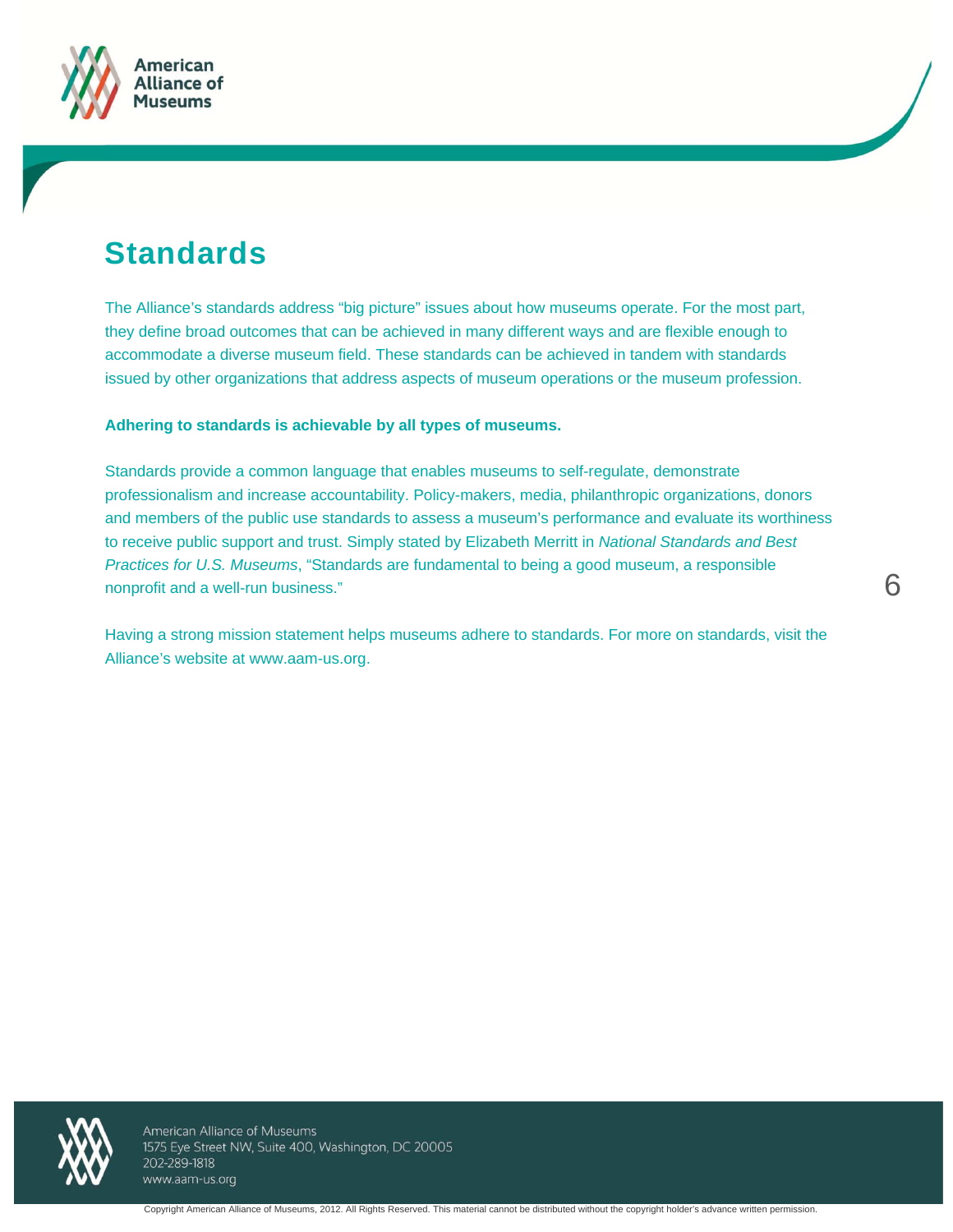# Standards

The Alliance's standards address "big picture" issues about how museums operate. For the most part, they define broad outcomes that can be achieved in many different ways and are flexible enough to accommodate a diverse museum field. These standards can be achieved in tandem with standards issued by other organizations that address aspects of museum operations or the museum profession.

**Adhering to standards is achievable by all types of museums.**

Standards provide a common language that enables museums to self-regulate, demonstrate professionalism and increase accountability. Policy-makers, media, philanthropic organizations, donors and members of the public use standards to assess a museum's performance and evaluate its worthiness to receive public support and trust. Simply stated by Elizabeth Merritt in *National Standards and Best Practices for U.S. Museums*, "Standards are fundamental to being a good museum, a responsible nonprofit and a well-run business."

Having a strong mission statement helps museums adhere to standards. For more on standards, visit the Alliance's website at www.aam-us.org.

American Alliance of Museums
1575 Eye Street NW, Suite 400, Washington, DC 20005
202-289-1818
www.aam-us.org

Copyright American Alliance of Museums, 2012. All Rights Reserved. This material cannot be distributed without the copyright holder's advance written permission.